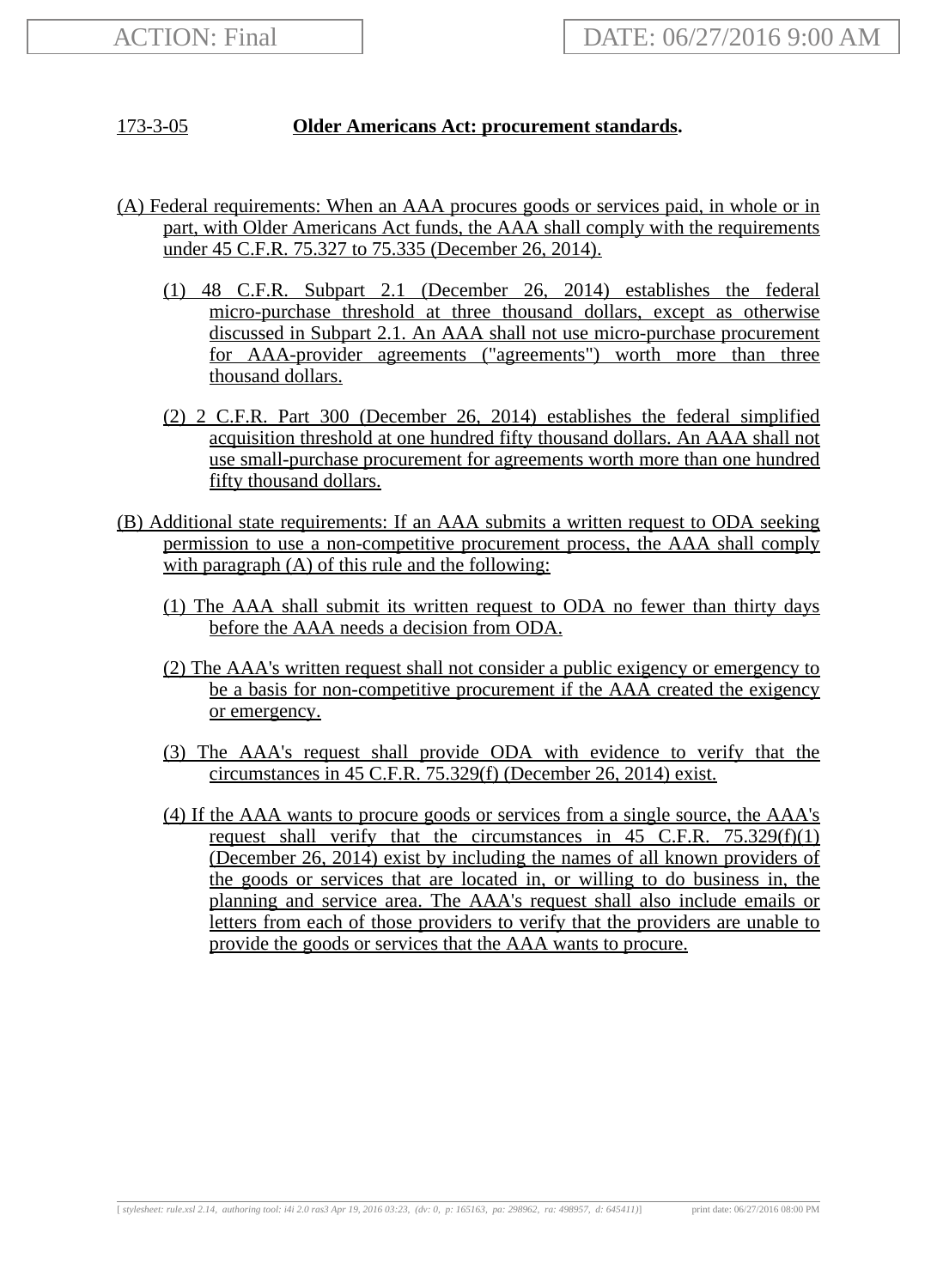ACTION: Final | DATE: 06/27/2016 9:00 AM

**173-3-05 Older Americans Act: procurement standards.**

(A) Federal requirements: When an AAA procures goods or services paid, in whole or in part, with Older Americans Act funds, the AAA shall comply with the requirements under 45 C.F.R. 75.327 to 75.335 (December 26, 2014).

(1) 48 C.F.R. Subpart 2.1 (December 26, 2014) establishes the federal micro-purchase threshold at three thousand dollars, except as otherwise discussed in Subpart 2.1. An AAA shall not use micro-purchase procurement for AAA-provider agreements ("agreements") worth more than three thousand dollars.

(2) 2 C.F.R. Part 300 (December 26, 2014) establishes the federal simplified acquisition threshold at one hundred fifty thousand dollars. An AAA shall not use small-purchase procurement for agreements worth more than one hundred fifty thousand dollars.

(B) Additional state requirements: If an AAA submits a written request to ODA seeking permission to use a non-competitive procurement process, the AAA shall comply with paragraph (A) of this rule and the following:

(1) The AAA shall submit its written request to ODA no fewer than thirty days before the AAA needs a decision from ODA.

(2) The AAA's written request shall not consider a public exigency or emergency to be a basis for non-competitive procurement if the AAA created the exigency or emergency.

(3) The AAA's request shall provide ODA with evidence to verify that the circumstances in 45 C.F.R. 75.329(f) (December 26, 2014) exist.

(4) If the AAA wants to procure goods or services from a single source, the AAA's request shall verify that the circumstances in 45 C.F.R. 75.329(f)(1) (December 26, 2014) exist by including the names of all known providers of the goods or services that are located in, or willing to do business in, the planning and service area. The AAA's request shall also include emails or letters from each of those providers to verify that the providers are unable to provide the goods or services that the AAA wants to procure.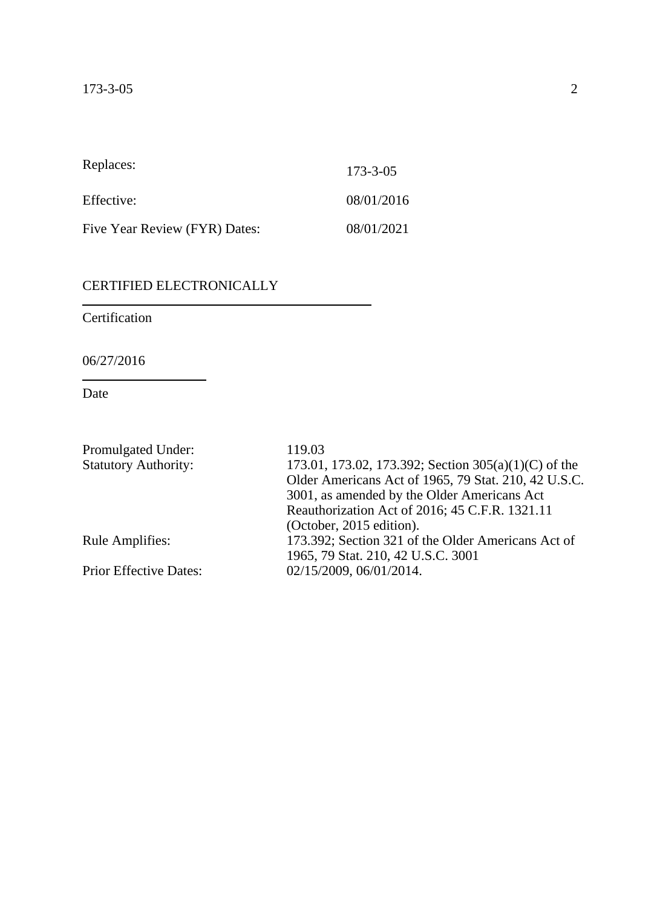| | |
|---|---|
| Replaces: | 173-3-05 |
| Effective: | 08/01/2016 |
| Five Year Review (FYR) Dates: | 08/01/2021 |

CERTIFIED ELECTRONICALLY

Certification

06/27/2016

Date

| | |
|---|---|
| Promulgated Under: | 119.03 |
| Statutory Authority: | 173.01, 173.02, 173.392; Section 305(a)(1)(C) of the Older Americans Act of 1965, 79 Stat. 210, 42 U.S.C. 3001, as amended by the Older Americans Act Reauthorization Act of 2016; 45 C.F.R. 1321.11 (October, 2015 edition). |
| Rule Amplifies: | 173.392; Section 321 of the Older Americans Act of 1965, 79 Stat. 210, 42 U.S.C. 3001 |
| Prior Effective Dates: | 02/15/2009, 06/01/2014. |